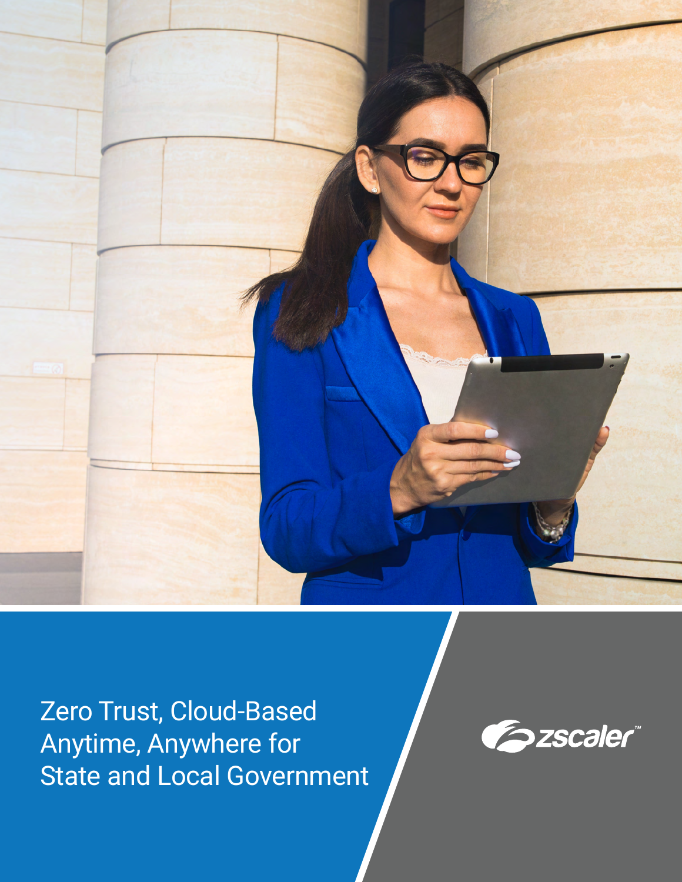# Zero Trust, Cloud-Based Anytime, Anywhere for State and Local Government

zscaler™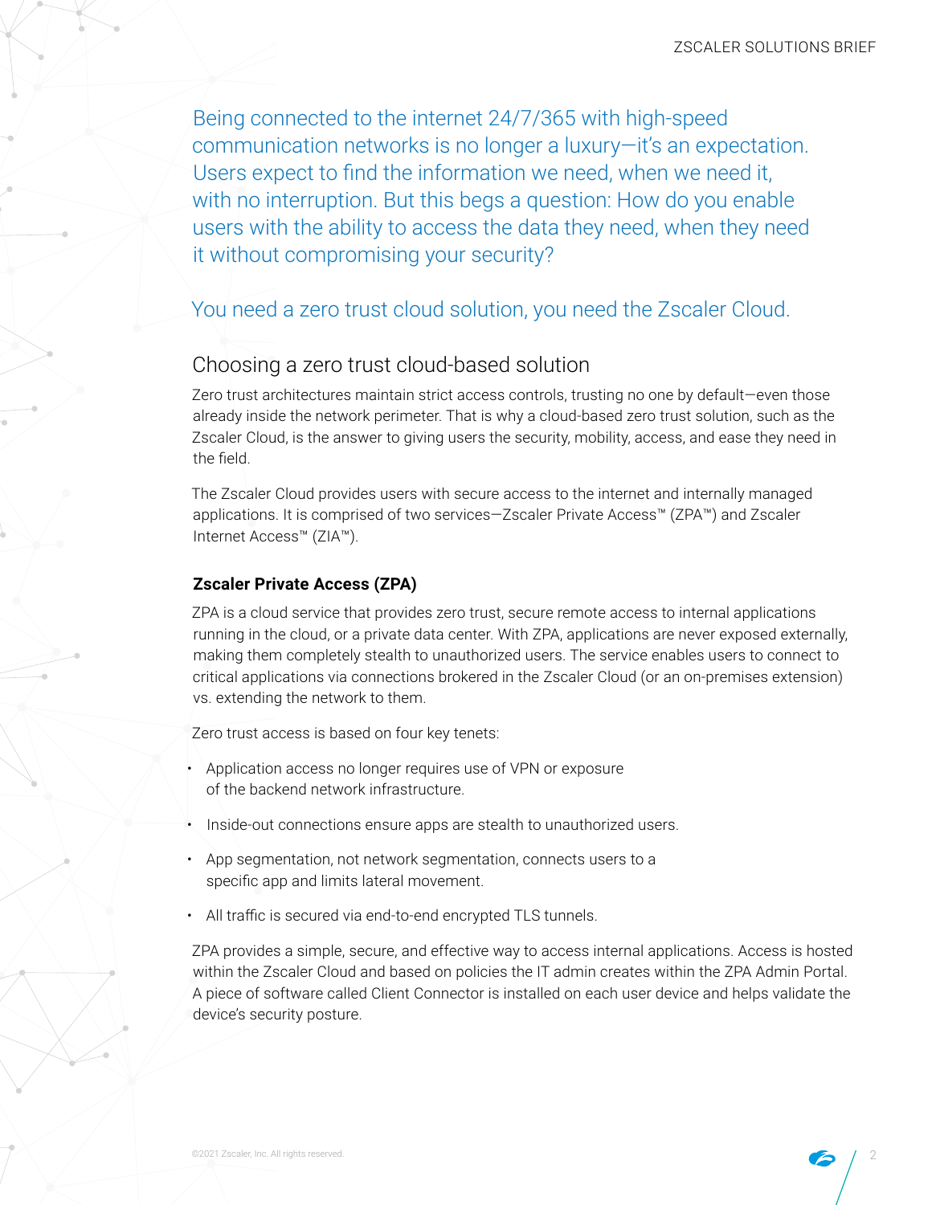Being connected to the internet 24/7/365 with high-speed communication networks is no longer a luxury—it's an expectation. Users expect to find the information we need, when we need it, with no interruption. But this begs a question: How do you enable users with the ability to access the data they need, when they need it without compromising your security?

You need a zero trust cloud solution, you need the Zscaler Cloud.

## Choosing a zero trust cloud-based solution

Zero trust architectures maintain strict access controls, trusting no one by default—even those already inside the network perimeter. That is why a cloud-based zero trust solution, such as the Zscaler Cloud, is the answer to giving users the security, mobility, access, and ease they need in the field.

The Zscaler Cloud provides users with secure access to the internet and internally managed applications. It is comprised of two services—Zscaler Private Access™ (ZPA™) and Zscaler Internet Access™ (ZIA™).

### Zscaler Private Access (ZPA)

ZPA is a cloud service that provides zero trust, secure remote access to internal applications running in the cloud, or a private data center. With ZPA, applications are never exposed externally, making them completely stealth to unauthorized users. The service enables users to connect to critical applications via connections brokered in the Zscaler Cloud (or an on-premises extension) vs. extending the network to them.

Zero trust access is based on four key tenets:

- Application access no longer requires use of VPN or exposure of the backend network infrastructure.
- Inside-out connections ensure apps are stealth to unauthorized users.
- App segmentation, not network segmentation, connects users to a specific app and limits lateral movement.
- All traffic is secured via end-to-end encrypted TLS tunnels.

ZPA provides a simple, secure, and effective way to access internal applications. Access is hosted within the Zscaler Cloud and based on policies the IT admin creates within the ZPA Admin Portal. A piece of software called Client Connector is installed on each user device and helps validate the device's security posture.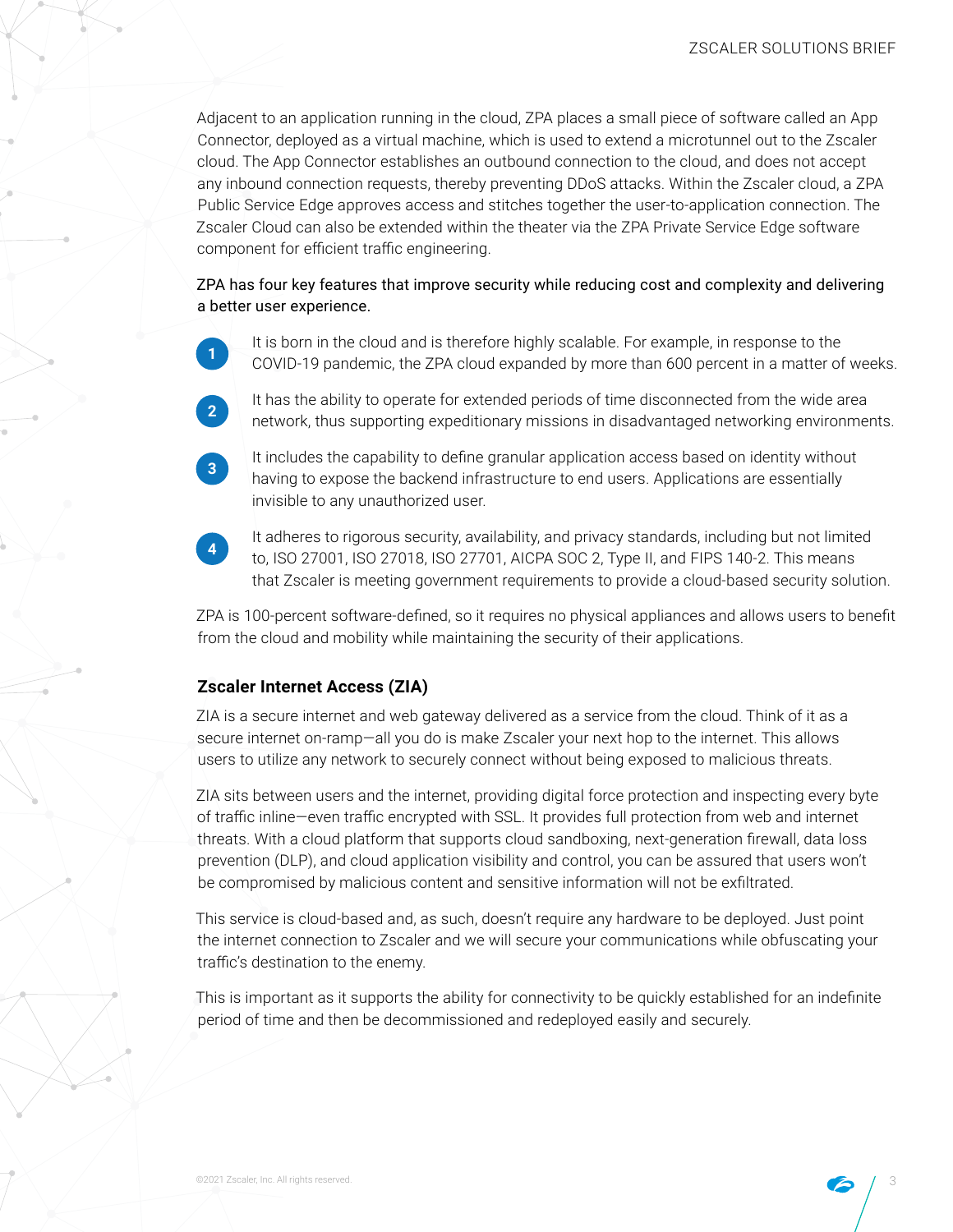Adjacent to an application running in the cloud, ZPA places a small piece of software called an App Connector, deployed as a virtual machine, which is used to extend a microtunnel out to the Zscaler cloud. The App Connector establishes an outbound connection to the cloud, and does not accept any inbound connection requests, thereby preventing DDoS attacks. Within the Zscaler cloud, a ZPA Public Service Edge approves access and stitches together the user-to-application connection. The Zscaler Cloud can also be extended within the theater via the ZPA Private Service Edge software component for efficient traffic engineering.

ZPA has four key features that improve security while reducing cost and complexity and delivering a better user experience.

1. It is born in the cloud and is therefore highly scalable. For example, in response to the COVID-19 pandemic, the ZPA cloud expanded by more than 600 percent in a matter of weeks.
2. It has the ability to operate for extended periods of time disconnected from the wide area network, thus supporting expeditionary missions in disadvantaged networking environments.
3. It includes the capability to define granular application access based on identity without having to expose the backend infrastructure to end users. Applications are essentially invisible to any unauthorized user.
4. It adheres to rigorous security, availability, and privacy standards, including but not limited to, ISO 27001, ISO 27018, ISO 27701, AICPA SOC 2, Type II, and FIPS 140-2. This means that Zscaler is meeting government requirements to provide a cloud-based security solution.

ZPA is 100-percent software-defined, so it requires no physical appliances and allows users to benefit from the cloud and mobility while maintaining the security of their applications.

## Zscaler Internet Access (ZIA)

ZIA is a secure internet and web gateway delivered as a service from the cloud. Think of it as a secure internet on-ramp—all you do is make Zscaler your next hop to the internet. This allows users to utilize any network to securely connect without being exposed to malicious threats.

ZIA sits between users and the internet, providing digital force protection and inspecting every byte of traffic inline—even traffic encrypted with SSL. It provides full protection from web and internet threats. With a cloud platform that supports cloud sandboxing, next-generation firewall, data loss prevention (DLP), and cloud application visibility and control, you can be assured that users won't be compromised by malicious content and sensitive information will not be exfiltrated.

This service is cloud-based and, as such, doesn't require any hardware to be deployed. Just point the internet connection to Zscaler and we will secure your communications while obfuscating your traffic's destination to the enemy.

This is important as it supports the ability for connectivity to be quickly established for an indefinite period of time and then be decommissioned and redeployed easily and securely.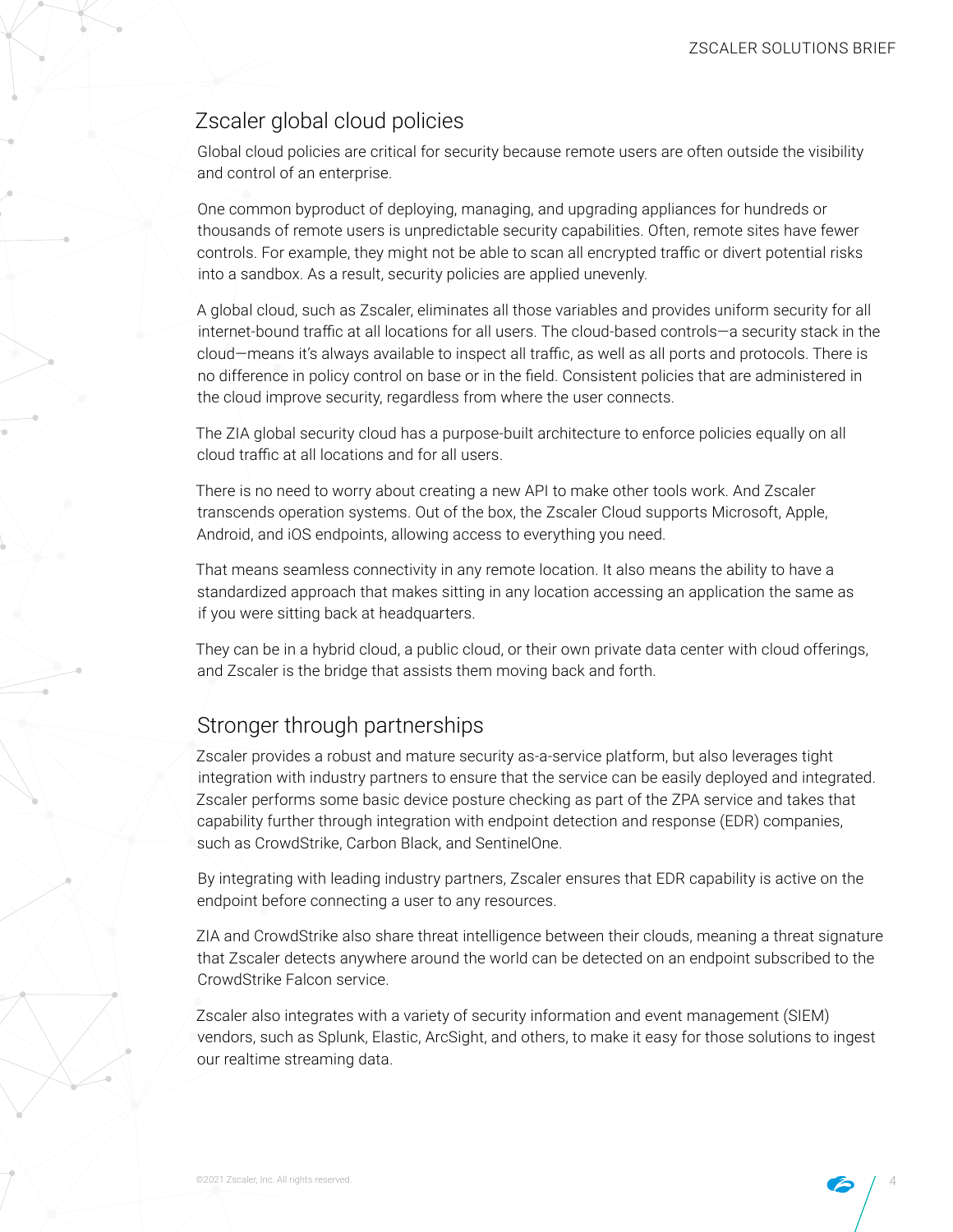## Zscaler global cloud policies

Global cloud policies are critical for security because remote users are often outside the visibility and control of an enterprise.

One common byproduct of deploying, managing, and upgrading appliances for hundreds or thousands of remote users is unpredictable security capabilities. Often, remote sites have fewer controls. For example, they might not be able to scan all encrypted traffic or divert potential risks into a sandbox. As a result, security policies are applied unevenly.

A global cloud, such as Zscaler, eliminates all those variables and provides uniform security for all internet-bound traffic at all locations for all users. The cloud-based controls—a security stack in the cloud—means it's always available to inspect all traffic, as well as all ports and protocols. There is no difference in policy control on base or in the field. Consistent policies that are administered in the cloud improve security, regardless from where the user connects.

The ZIA global security cloud has a purpose-built architecture to enforce policies equally on all cloud traffic at all locations and for all users.

There is no need to worry about creating a new API to make other tools work. And Zscaler transcends operation systems. Out of the box, the Zscaler Cloud supports Microsoft, Apple, Android, and iOS endpoints, allowing access to everything you need.

That means seamless connectivity in any remote location. It also means the ability to have a standardized approach that makes sitting in any location accessing an application the same as if you were sitting back at headquarters.

They can be in a hybrid cloud, a public cloud, or their own private data center with cloud offerings, and Zscaler is the bridge that assists them moving back and forth.

## Stronger through partnerships

Zscaler provides a robust and mature security as-a-service platform, but also leverages tight integration with industry partners to ensure that the service can be easily deployed and integrated. Zscaler performs some basic device posture checking as part of the ZPA service and takes that capability further through integration with endpoint detection and response (EDR) companies, such as CrowdStrike, Carbon Black, and SentinelOne.

By integrating with leading industry partners, Zscaler ensures that EDR capability is active on the endpoint before connecting a user to any resources.

ZIA and CrowdStrike also share threat intelligence between their clouds, meaning a threat signature that Zscaler detects anywhere around the world can be detected on an endpoint subscribed to the CrowdStrike Falcon service.

Zscaler also integrates with a variety of security information and event management (SIEM) vendors, such as Splunk, Elastic, ArcSight, and others, to make it easy for those solutions to ingest our realtime streaming data.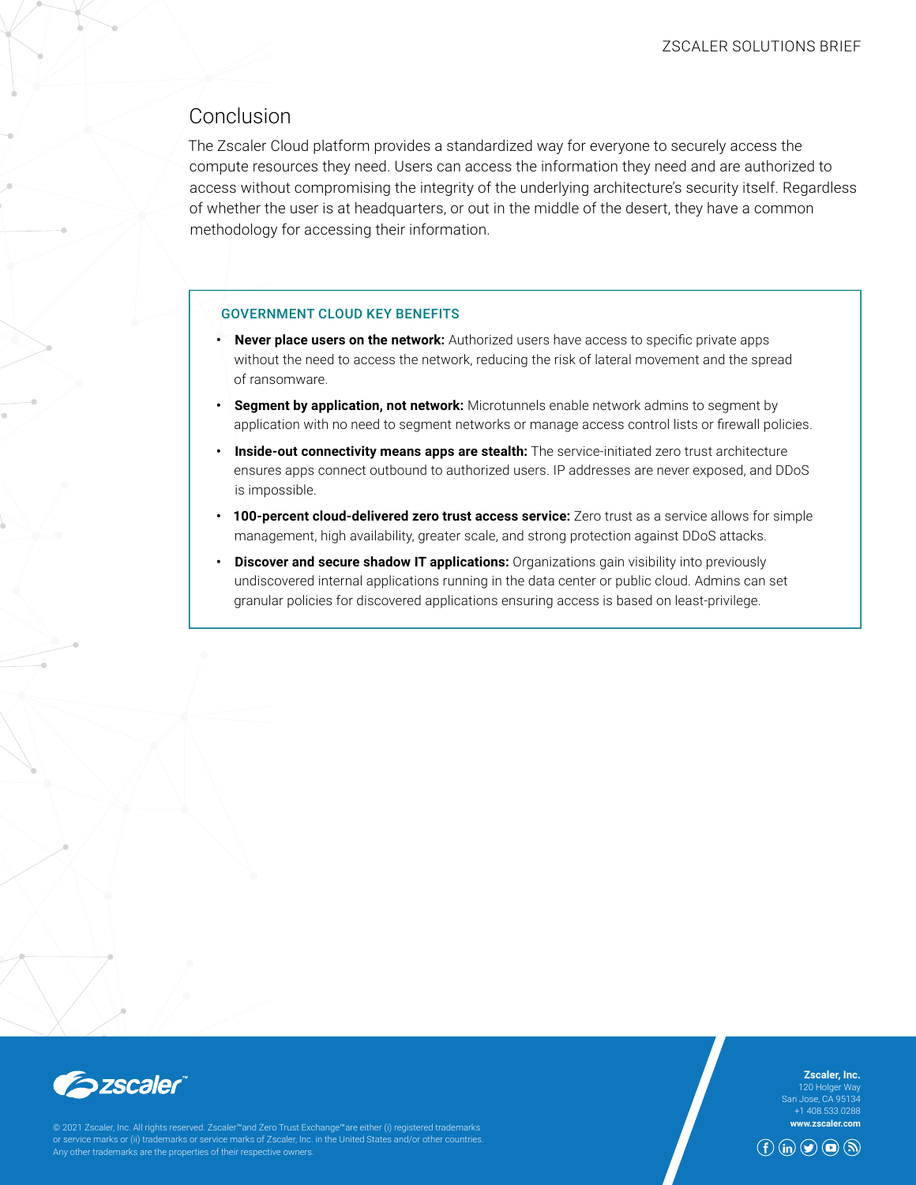## Conclusion

The Zscaler Cloud platform provides a standardized way for everyone to securely access the compute resources they need. Users can access the information they need and are authorized to access without compromising the integrity of the underlying architecture's security itself. Regardless of whether the user is at headquarters, or out in the middle of the desert, they have a common methodology for accessing their information.

### GOVERNMENT CLOUD KEY BENEFITS

- **Never place users on the network:** Authorized users have access to specific private apps without the need to access the network, reducing the risk of lateral movement and the spread of ransomware.
- **Segment by application, not network:** Microtunnels enable network admins to segment by application with no need to segment networks or manage access control lists or firewall policies.
- **Inside-out connectivity means apps are stealth:** The service-initiated zero trust architecture ensures apps connect outbound to authorized users. IP addresses are never exposed, and DDoS is impossible.
- **100-percent cloud-delivered zero trust access service:** Zero trust as a service allows for simple management, high availability, greater scale, and strong protection against DDoS attacks.
- **Discover and secure shadow IT applications:** Organizations gain visibility into previously undiscovered internal applications running in the data center or public cloud. Admins can set granular policies for discovered applications ensuring access is based on least-privilege.

© 2021 Zscaler, Inc. All rights reserved. Zscaler™ and Zero Trust Exchange™ are either (i) registered trademarks or service marks or (ii) trademarks or service marks of Zscaler, Inc. in the United States and/or other countries. Any other trademarks are the properties of their respective owners.

**Zscaler, Inc.**
120 Holger Way
San Jose, CA 95134
+1 408.533.0288
**www.zscaler.com**